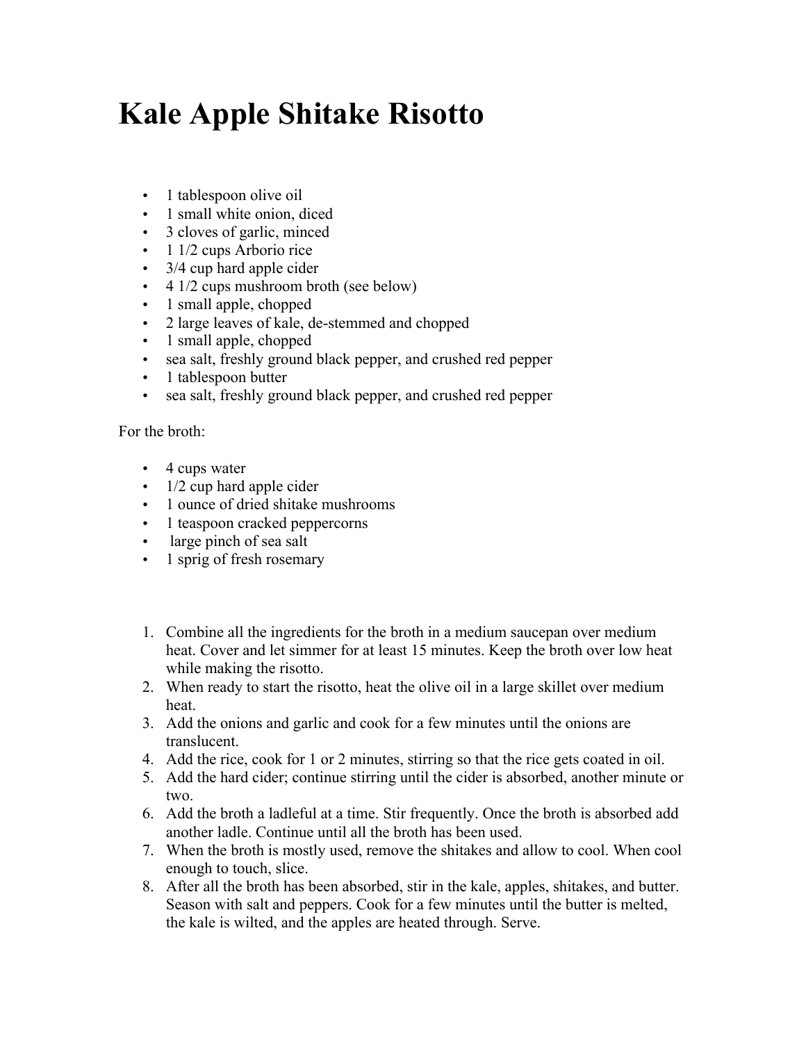# Kale Apple Shitake Risotto

- 1 tablespoon olive oil
- 1 small white onion, diced
- 3 cloves of garlic, minced
- 1 1/2 cups Arborio rice
- 3/4 cup hard apple cider
- 4 1/2 cups mushroom broth (see below)
- 1 small apple, chopped
- 2 large leaves of kale, de-stemmed and chopped
- 1 small apple, chopped
- sea salt, freshly ground black pepper, and crushed red pepper
- 1 tablespoon butter
- sea salt, freshly ground black pepper, and crushed red pepper

For the broth:

- 4 cups water
- 1/2 cup hard apple cider
- 1 ounce of dried shitake mushrooms
- 1 teaspoon cracked peppercorns
- large pinch of sea salt
- 1 sprig of fresh rosemary

1. Combine all the ingredients for the broth in a medium saucepan over medium heat. Cover and let simmer for at least 15 minutes. Keep the broth over low heat while making the risotto.
2. When ready to start the risotto, heat the olive oil in a large skillet over medium heat.
3. Add the onions and garlic and cook for a few minutes until the onions are translucent.
4. Add the rice, cook for 1 or 2 minutes, stirring so that the rice gets coated in oil.
5. Add the hard cider; continue stirring until the cider is absorbed, another minute or two.
6. Add the broth a ladleful at a time. Stir frequently. Once the broth is absorbed add another ladle. Continue until all the broth has been used.
7. When the broth is mostly used, remove the shitakes and allow to cool. When cool enough to touch, slice.
8. After all the broth has been absorbed, stir in the kale, apples, shitakes, and butter. Season with salt and peppers. Cook for a few minutes until the butter is melted, the kale is wilted, and the apples are heated through. Serve.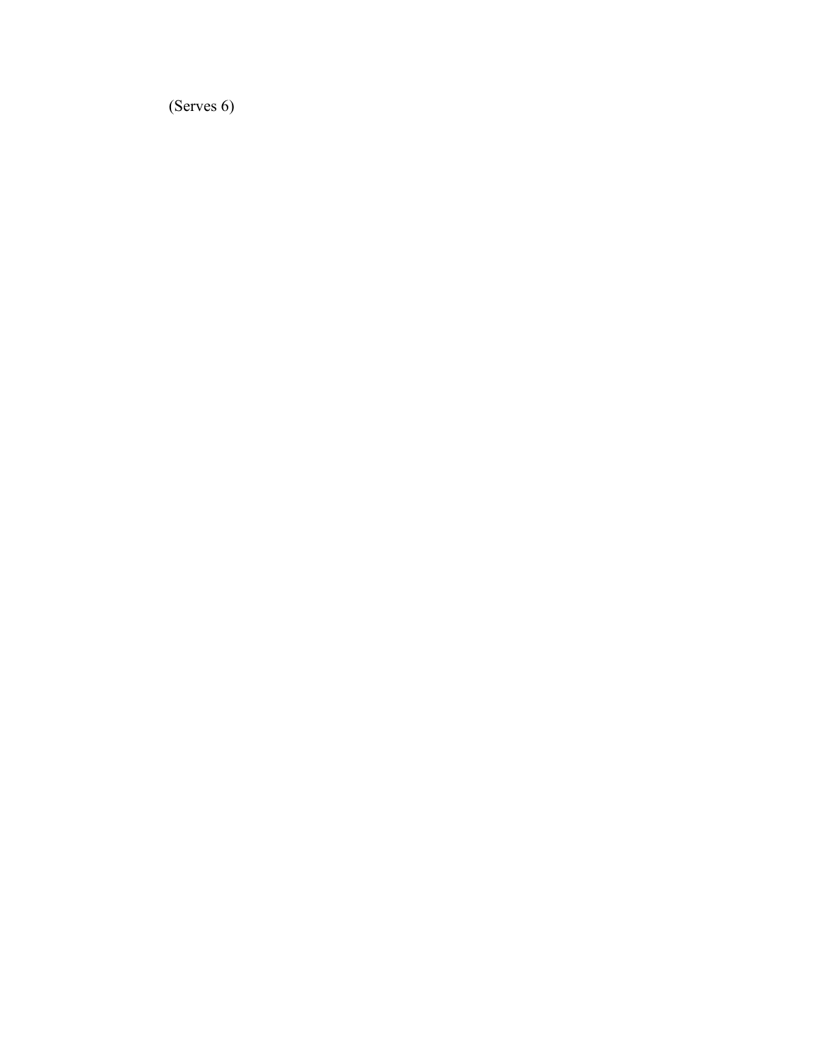(Serves 6)